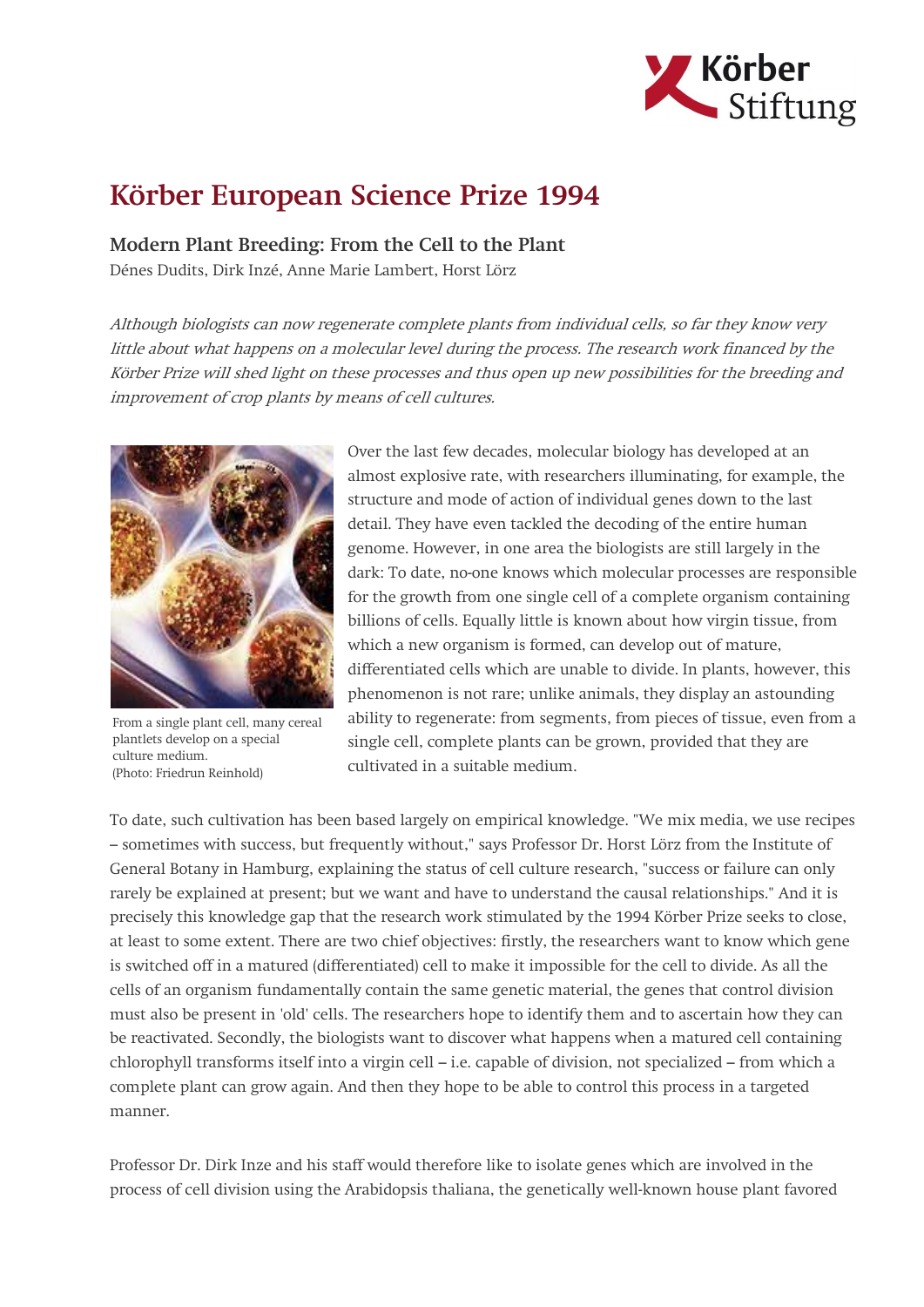# Körber European Science Prize 1994

## Modern Plant Breeding: From the Cell to the Plant

Dénes Dudits, Dirk Inzé, Anne Marie Lambert, Horst Lörz

*Although biologists can now regenerate complete plants from individual cells, so far they know very little about what happens on a molecular level during the process. The research work financed by the Körber Prize will shed light on these processes and thus open up new possibilities for the breeding and improvement of crop plants by means of cell cultures.*

From a single plant cell, many cereal plantlets develop on a special culture medium.
(Photo: Friedrun Reinhold)

Over the last few decades, molecular biology has developed at an almost explosive rate, with researchers illuminating, for example, the structure and mode of action of individual genes down to the last detail. They have even tackled the decoding of the entire human genome. However, in one area the biologists are still largely in the dark: To date, no-one knows which molecular processes are responsible for the growth from one single cell of a complete organism containing billions of cells. Equally little is known about how virgin tissue, from which a new organism is formed, can develop out of mature, differentiated cells which are unable to divide. In plants, however, this phenomenon is not rare; unlike animals, they display an astounding ability to regenerate: from segments, from pieces of tissue, even from a single cell, complete plants can be grown, provided that they are cultivated in a suitable medium.

To date, such cultivation has been based largely on empirical knowledge. "We mix media, we use recipes – sometimes with success, but frequently without," says Professor Dr. Horst Lörz from the Institute of General Botany in Hamburg, explaining the status of cell culture research, "success or failure can only rarely be explained at present; but we want and have to understand the causal relationships." And it is precisely this knowledge gap that the research work stimulated by the 1994 Körber Prize seeks to close, at least to some extent. There are two chief objectives: firstly, the researchers want to know which gene is switched off in a matured (differentiated) cell to make it impossible for the cell to divide. As all the cells of an organism fundamentally contain the same genetic material, the genes that control division must also be present in 'old' cells. The researchers hope to identify them and to ascertain how they can be reactivated. Secondly, the biologists want to discover what happens when a matured cell containing chlorophyll transforms itself into a virgin cell – i.e. capable of division, not specialized – from which a complete plant can grow again. And then they hope to be able to control this process in a targeted manner.

Professor Dr. Dirk Inze and his staff would therefore like to isolate genes which are involved in the process of cell division using the Arabidopsis thaliana, the genetically well-known house plant favored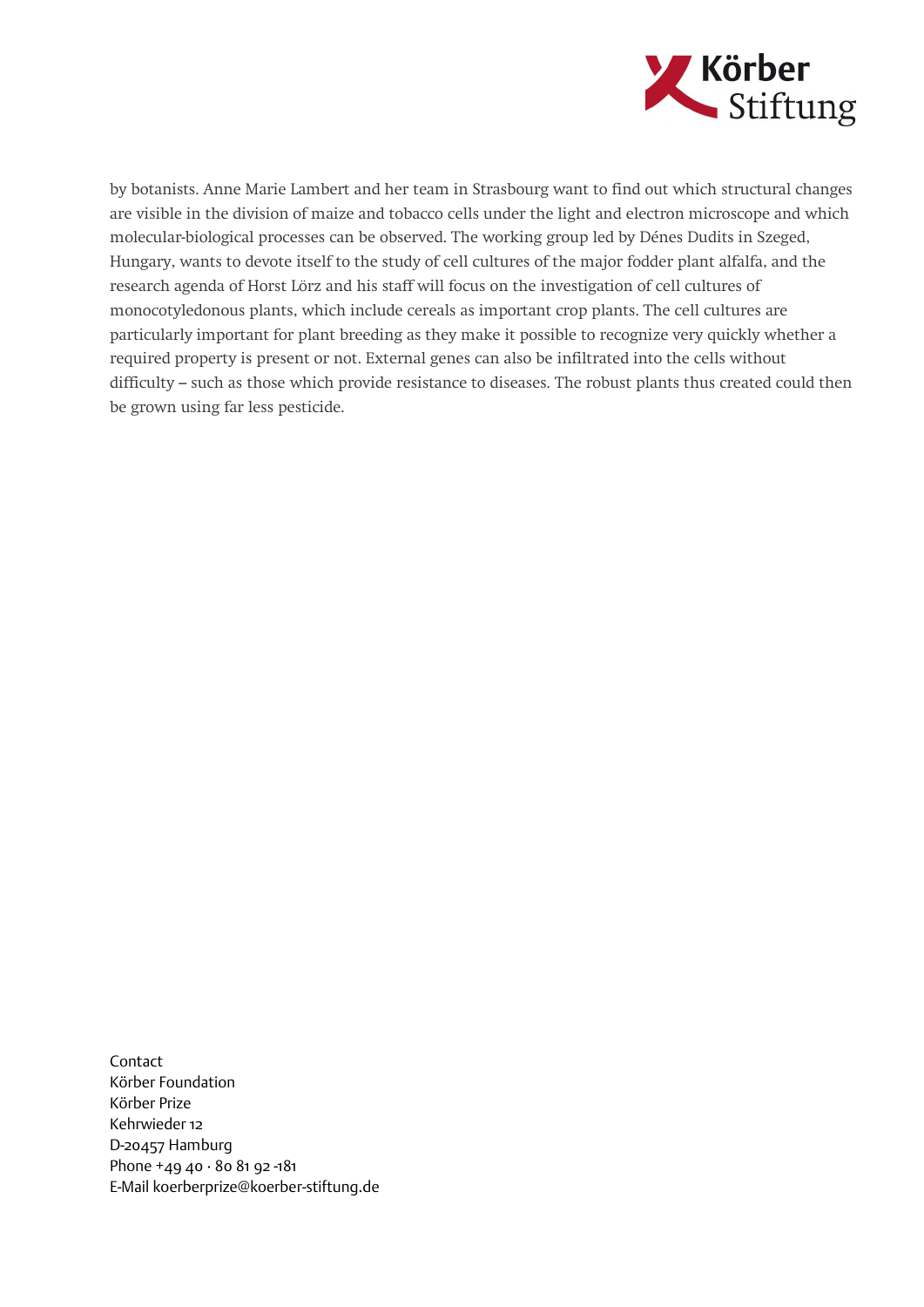by botanists. Anne Marie Lambert and her team in Strasbourg want to find out which structural changes are visible in the division of maize and tobacco cells under the light and electron microscope and which molecular-biological processes can be observed. The working group led by Dénes Dudits in Szeged, Hungary, wants to devote itself to the study of cell cultures of the major fodder plant alfalfa, and the research agenda of Horst Lörz and his staff will focus on the investigation of cell cultures of monocotyledonous plants, which include cereals as important crop plants. The cell cultures are particularly important for plant breeding as they make it possible to recognize very quickly whether a required property is present or not. External genes can also be infiltrated into the cells without difficulty – such as those which provide resistance to diseases. The robust plants thus created could then be grown using far less pesticide.

Contact
Körber Foundation
Körber Prize
Kehrwieder 12
D-20457 Hamburg
Phone +49 40 · 80 81 92 -181
E-Mail koerberprize@koerber-stiftung.de